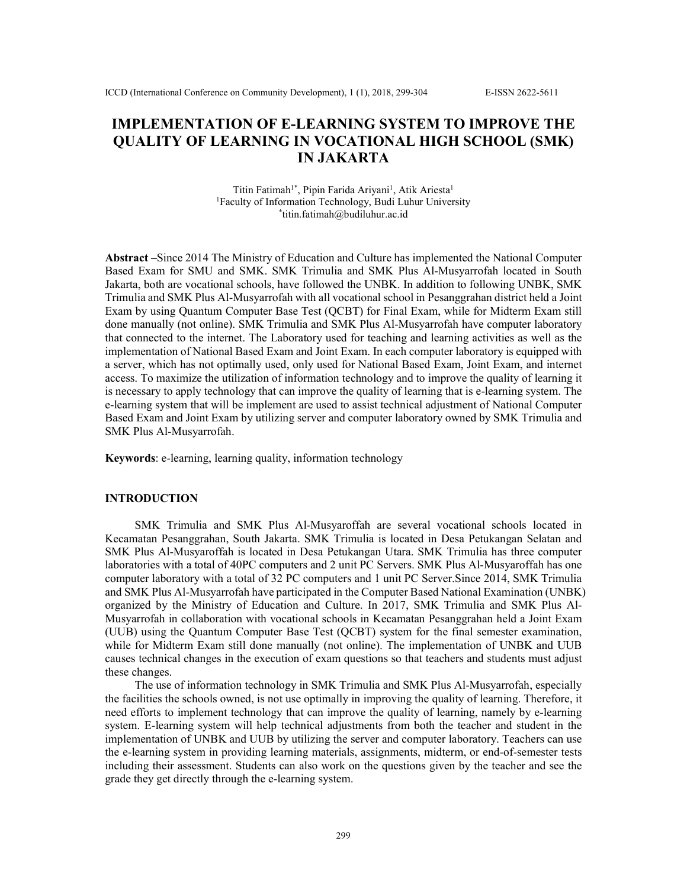# IMPLEMENTATION OF E-LEARNING SYSTEM TO IMPROVE THE QUALITY OF LEARNING IN VOCATIONAL HIGH SCHOOL (SMK) IN JAKARTA

Titin Fatimah[1*], Pipin Farida Ariyani[1], Atik Ariesta[1]
[1]Faculty of Information Technology, Budi Luhur University
[*]titin.fatimah@budiluhur.ac.id

**Abstract** –Since 2014 The Ministry of Education and Culture has implemented the National Computer Based Exam for SMU and SMK. SMK Trimulia and SMK Plus Al-Musyarrofah located in South Jakarta, both are vocational schools, have followed the UNBK. In addition to following UNBK, SMK Trimulia and SMK Plus Al-Musyarrofah with all vocational school in Pesanggrahan district held a Joint Exam by using Quantum Computer Base Test (QCBT) for Final Exam, while for Midterm Exam still done manually (not online). SMK Trimulia and SMK Plus Al-Musyarrofah have computer laboratory that connected to the internet. The Laboratory used for teaching and learning activities as well as the implementation of National Based Exam and Joint Exam. In each computer laboratory is equipped with a server, which has not optimally used, only used for National Based Exam, Joint Exam, and internet access. To maximize the utilization of information technology and to improve the quality of learning it is necessary to apply technology that can improve the quality of learning that is e-learning system. The e-learning system that will be implement are used to assist technical adjustment of National Computer Based Exam and Joint Exam by utilizing server and computer laboratory owned by SMK Trimulia and SMK Plus Al-Musyarrofah.

**Keywords**: e-learning, learning quality, information technology

## INTRODUCTION

SMK Trimulia and SMK Plus Al-Musyaroffah are several vocational schools located in Kecamatan Pesanggrahan, South Jakarta. SMK Trimulia is located in Desa Petukangan Selatan and SMK Plus Al-Musyaroffah is located in Desa Petukangan Utara. SMK Trimulia has three computer laboratories with a total of 40PC computers and 2 unit PC Servers. SMK Plus Al-Musyaroffah has one computer laboratory with a total of 32 PC computers and 1 unit PC Server.Since 2014, SMK Trimulia and SMK Plus Al-Musyarrofah have participated in the Computer Based National Examination (UNBK) organized by the Ministry of Education and Culture. In 2017, SMK Trimulia and SMK Plus Al-Musyarrofah in collaboration with vocational schools in Kecamatan Pesanggrahan held a Joint Exam (UUB) using the Quantum Computer Base Test (QCBT) system for the final semester examination, while for Midterm Exam still done manually (not online). The implementation of UNBK and UUB causes technical changes in the execution of exam questions so that teachers and students must adjust these changes.

The use of information technology in SMK Trimulia and SMK Plus Al-Musyarrofah, especially the facilities the schools owned, is not use optimally in improving the quality of learning. Therefore, it need efforts to implement technology that can improve the quality of learning, namely by e-learning system. E-learning system will help technical adjustments from both the teacher and student in the implementation of UNBK and UUB by utilizing the server and computer laboratory. Teachers can use the e-learning system in providing learning materials, assignments, midterm, or end-of-semester tests including their assessment. Students can also work on the questions given by the teacher and see the grade they get directly through the e-learning system.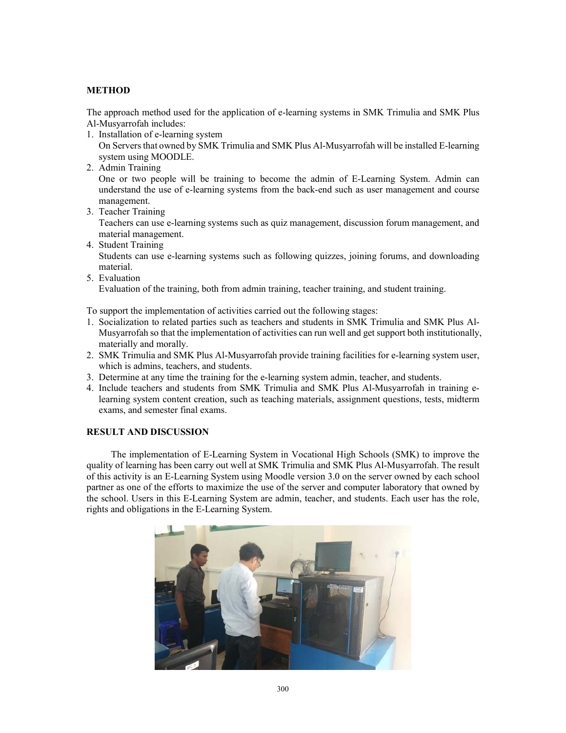## METHOD

The approach method used for the application of e-learning systems in SMK Trimulia and SMK Plus Al-Musyarrofah includes:

1. Installation of e-learning system
   On Servers that owned by SMK Trimulia and SMK Plus Al-Musyarrofah will be installed E-learning system using MOODLE.
2. Admin Training
   One or two people will be training to become the admin of E-Learning System. Admin can understand the use of e-learning systems from the back-end such as user management and course management.
3. Teacher Training
   Teachers can use e-learning systems such as quiz management, discussion forum management, and material management.
4. Student Training
   Students can use e-learning systems such as following quizzes, joining forums, and downloading material.
5. Evaluation
   Evaluation of the training, both from admin training, teacher training, and student training.

To support the implementation of activities carried out the following stages:

1. Socialization to related parties such as teachers and students in SMK Trimulia and SMK Plus Al-Musyarrofah so that the implementation of activities can run well and get support both institutionally, materially and morally.
2. SMK Trimulia and SMK Plus Al-Musyarrofah provide training facilities for e-learning system user, which is admins, teachers, and students.
3. Determine at any time the training for the e-learning system admin, teacher, and students.
4. Include teachers and students from SMK Trimulia and SMK Plus Al-Musyarrofah in training e-learning system content creation, such as teaching materials, assignment questions, tests, midterm exams, and semester final exams.

## RESULT AND DISCUSSION

The implementation of E-Learning System in Vocational High Schools (SMK) to improve the quality of learning has been carry out well at SMK Trimulia and SMK Plus Al-Musyarrofah. The result of this activity is an E-Learning System using Moodle version 3.0 on the server owned by each school partner as one of the efforts to maximize the use of the server and computer laboratory that owned by the school. Users in this E-Learning System are admin, teacher, and students. Each user has the role, rights and obligations in the E-Learning System.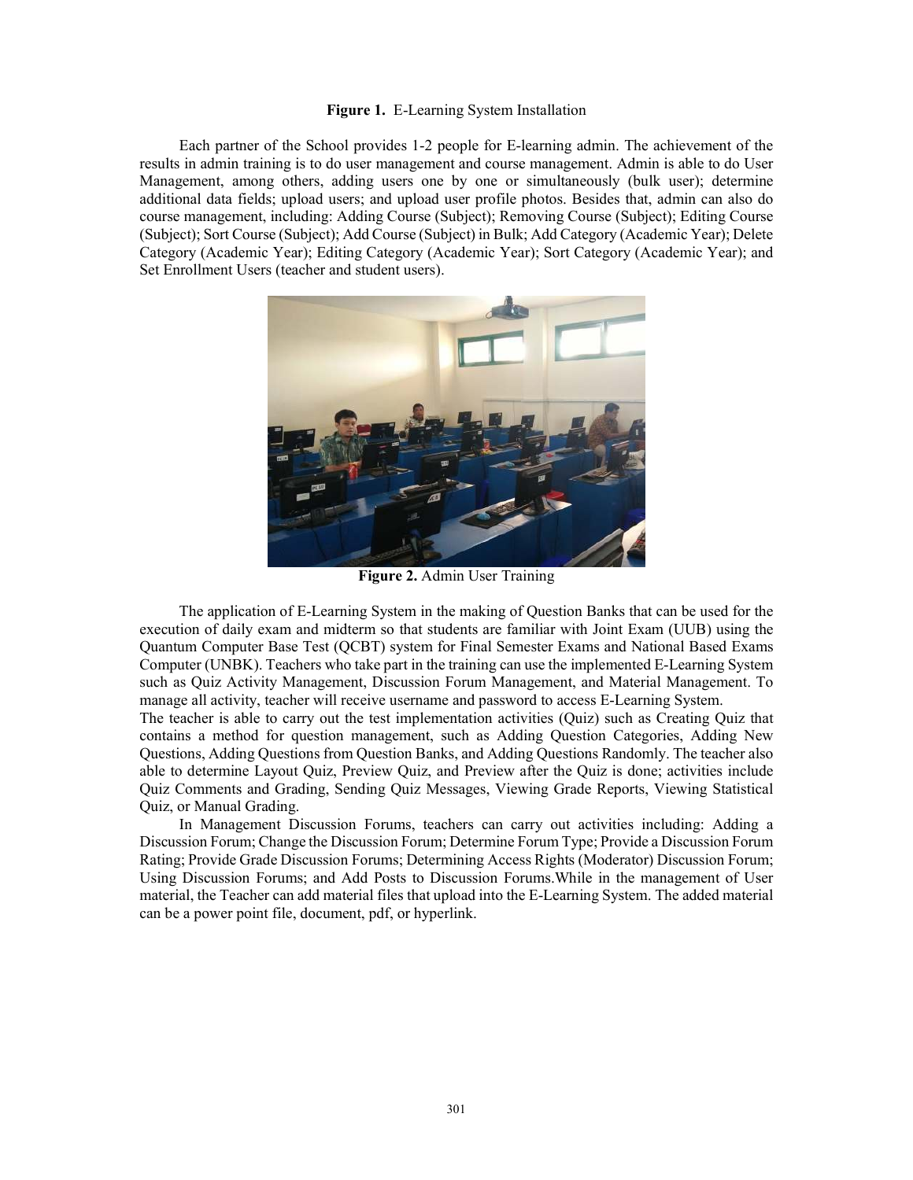**Figure 1.** E-Learning System Installation

Each partner of the School provides 1-2 people for E-learning admin. The achievement of the results in admin training is to do user management and course management. Admin is able to do User Management, among others, adding users one by one or simultaneously (bulk user); determine additional data fields; upload users; and upload user profile photos. Besides that, admin can also do course management, including: Adding Course (Subject); Removing Course (Subject); Editing Course (Subject); Sort Course (Subject); Add Course (Subject) in Bulk; Add Category (Academic Year); Delete Category (Academic Year); Editing Category (Academic Year); Sort Category (Academic Year); and Set Enrollment Users (teacher and student users).

**Figure 2.** Admin User Training

The application of E-Learning System in the making of Question Banks that can be used for the execution of daily exam and midterm so that students are familiar with Joint Exam (UUB) using the Quantum Computer Base Test (QCBT) system for Final Semester Exams and National Based Exams Computer (UNBK). Teachers who take part in the training can use the implemented E-Learning System such as Quiz Activity Management, Discussion Forum Management, and Material Management. To manage all activity, teacher will receive username and password to access E-Learning System.

The teacher is able to carry out the test implementation activities (Quiz) such as Creating Quiz that contains a method for question management, such as Adding Question Categories, Adding New Questions, Adding Questions from Question Banks, and Adding Questions Randomly. The teacher also able to determine Layout Quiz, Preview Quiz, and Preview after the Quiz is done; activities include Quiz Comments and Grading, Sending Quiz Messages, Viewing Grade Reports, Viewing Statistical Quiz, or Manual Grading.

In Management Discussion Forums, teachers can carry out activities including: Adding a Discussion Forum; Change the Discussion Forum; Determine Forum Type; Provide a Discussion Forum Rating; Provide Grade Discussion Forums; Determining Access Rights (Moderator) Discussion Forum; Using Discussion Forums; and Add Posts to Discussion Forums.While in the management of User material, the Teacher can add material files that upload into the E-Learning System. The added material can be a power point file, document, pdf, or hyperlink.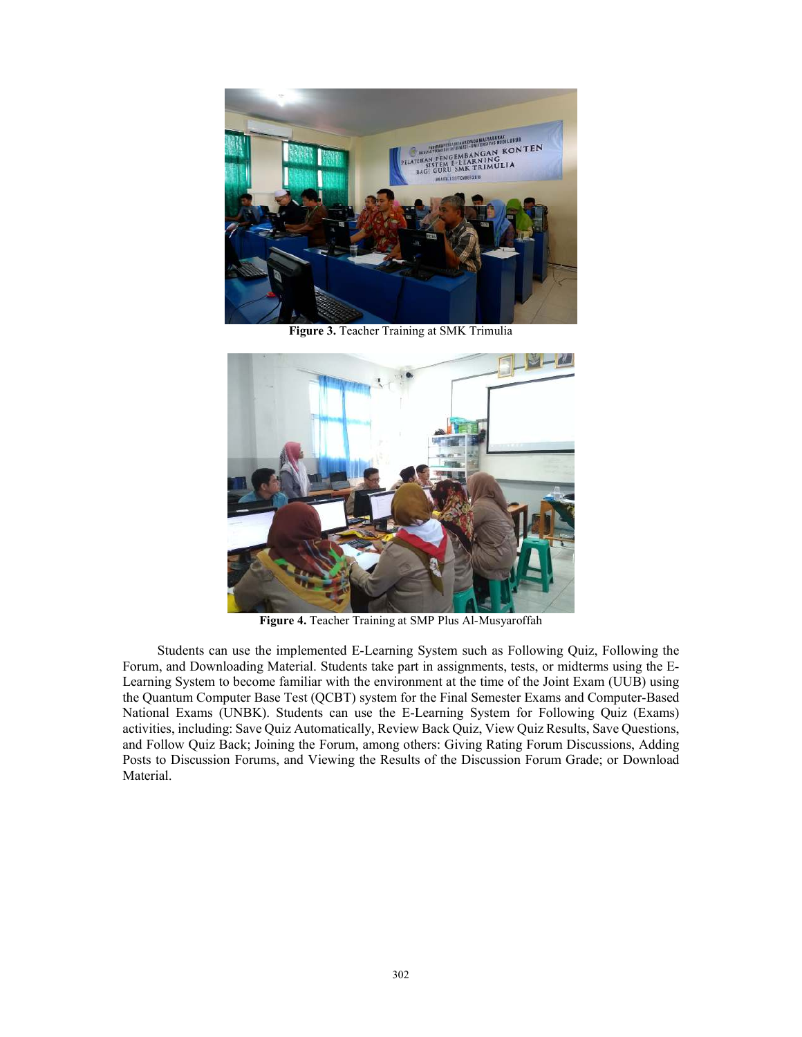**Figure 3.** Teacher Training at SMK Trimulia

**Figure 4.** Teacher Training at SMP Plus Al-Musyaroffah

Students can use the implemented E-Learning System such as Following Quiz, Following the Forum, and Downloading Material. Students take part in assignments, tests, or midterms using the E-Learning System to become familiar with the environment at the time of the Joint Exam (UUB) using the Quantum Computer Base Test (QCBT) system for the Final Semester Exams and Computer-Based National Exams (UNBK). Students can use the E-Learning System for Following Quiz (Exams) activities, including: Save Quiz Automatically, Review Back Quiz, View Quiz Results, Save Questions, and Follow Quiz Back; Joining the Forum, among others: Giving Rating Forum Discussions, Adding Posts to Discussion Forums, and Viewing the Results of the Discussion Forum Grade; or Download Material.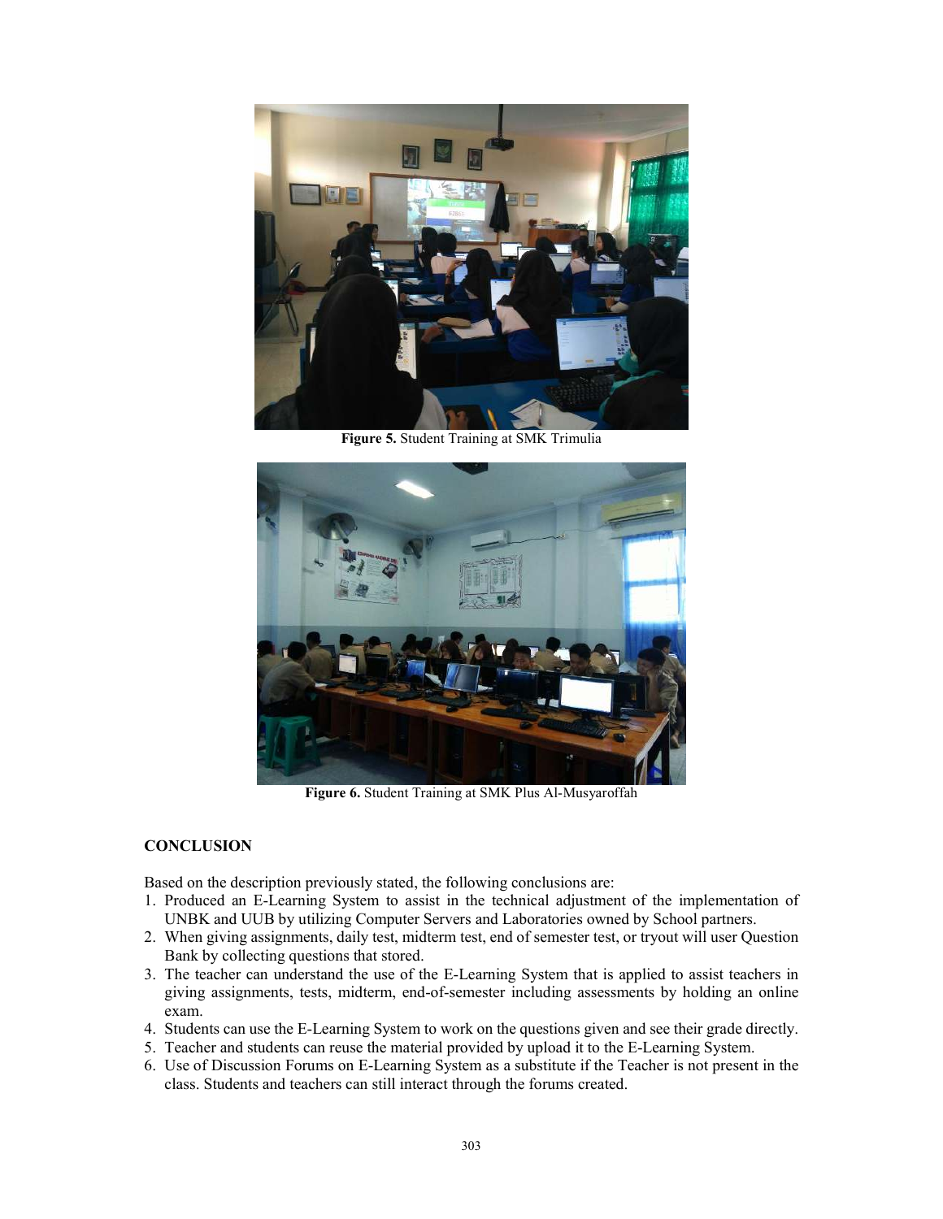**Figure 5.** Student Training at SMK Trimulia

**Figure 6.** Student Training at SMK Plus Al-Musyaroffah

## CONCLUSION

Based on the description previously stated, the following conclusions are:

1. Produced an E-Learning System to assist in the technical adjustment of the implementation of UNBK and UUB by utilizing Computer Servers and Laboratories owned by School partners.
2. When giving assignments, daily test, midterm test, end of semester test, or tryout will user Question Bank by collecting questions that stored.
3. The teacher can understand the use of the E-Learning System that is applied to assist teachers in giving assignments, tests, midterm, end-of-semester including assessments by holding an online exam.
4. Students can use the E-Learning System to work on the questions given and see their grade directly.
5. Teacher and students can reuse the material provided by upload it to the E-Learning System.
6. Use of Discussion Forums on E-Learning System as a substitute if the Teacher is not present in the class. Students and teachers can still interact through the forums created.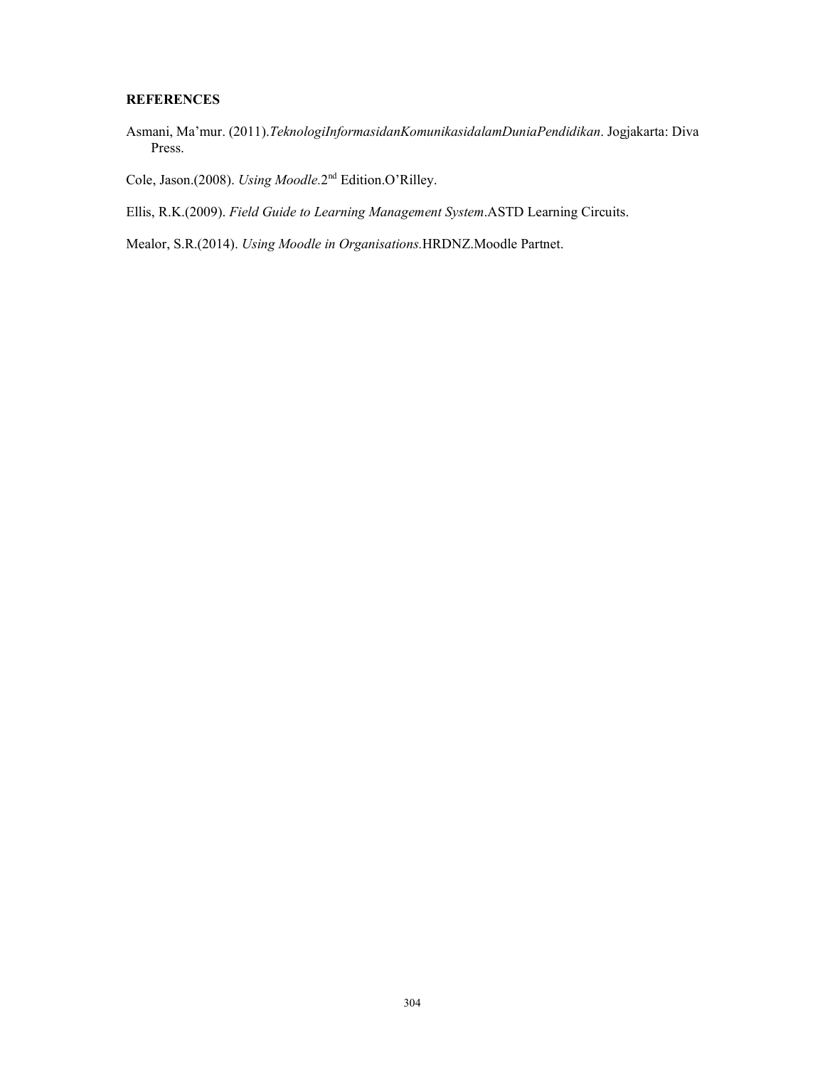**REFERENCES**

Asmani, Ma'mur. (2011).*TeknologiInformasidanKomunikasidalamDuniaPendidikan*. Jogjakarta: Diva Press.

Cole, Jason.(2008). *Using Moodle.*2nd Edition.O'Rilley.

Ellis, R.K.(2009). *Field Guide to Learning Management System*.ASTD Learning Circuits.

Mealor, S.R.(2014). *Using Moodle in Organisations.*HRDNZ.Moodle Partnet.